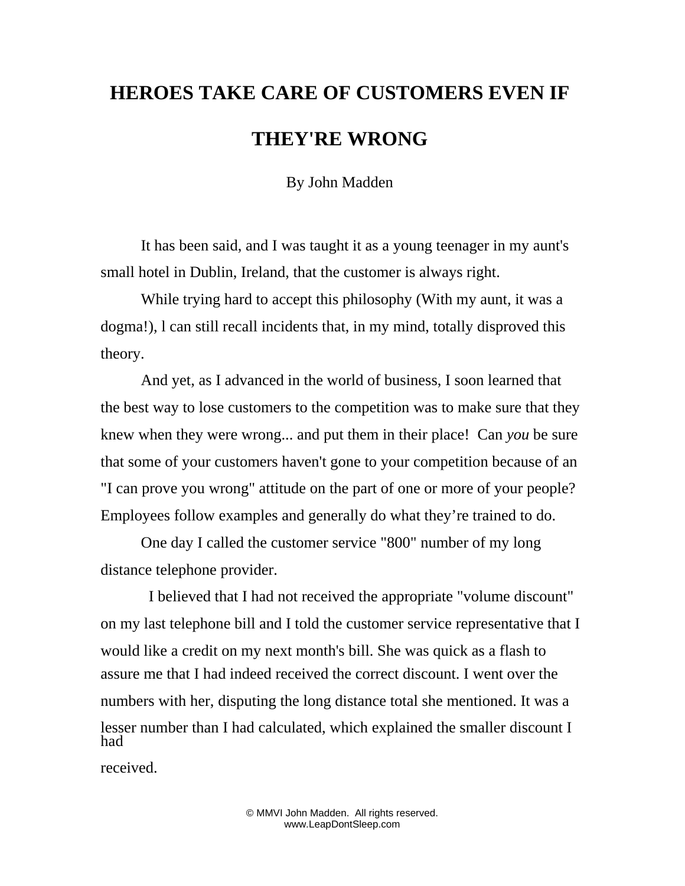# HEROES TAKE CARE OF CUSTOMERS EVEN IF THEY'RE WRONG

By John Madden

It has been said, and I was taught it as a young teenager in my aunt's small hotel in Dublin, Ireland, that the customer is always right.

While trying hard to accept this philosophy (With my aunt, it was a dogma!), l can still recall incidents that, in my mind, totally disproved this theory.

And yet, as I advanced in the world of business, I soon learned that the best way to lose customers to the competition was to make sure that they knew when they were wrong... and put them in their place! Can *you* be sure that some of your customers haven't gone to your competition because of an "I can prove you wrong" attitude on the part of one or more of your people? Employees follow examples and generally do what they're trained to do.

One day I called the customer service "800" number of my long distance telephone provider.

I believed that I had not received the appropriate "volume discount" on my last telephone bill and I told the customer service representative that I would like a credit on my next month's bill. She was quick as a flash to assure me that I had indeed received the correct discount. I went over the numbers with her, disputing the long distance total she mentioned. It was a lesser number than I had calculated, which explained the smaller discount I had received.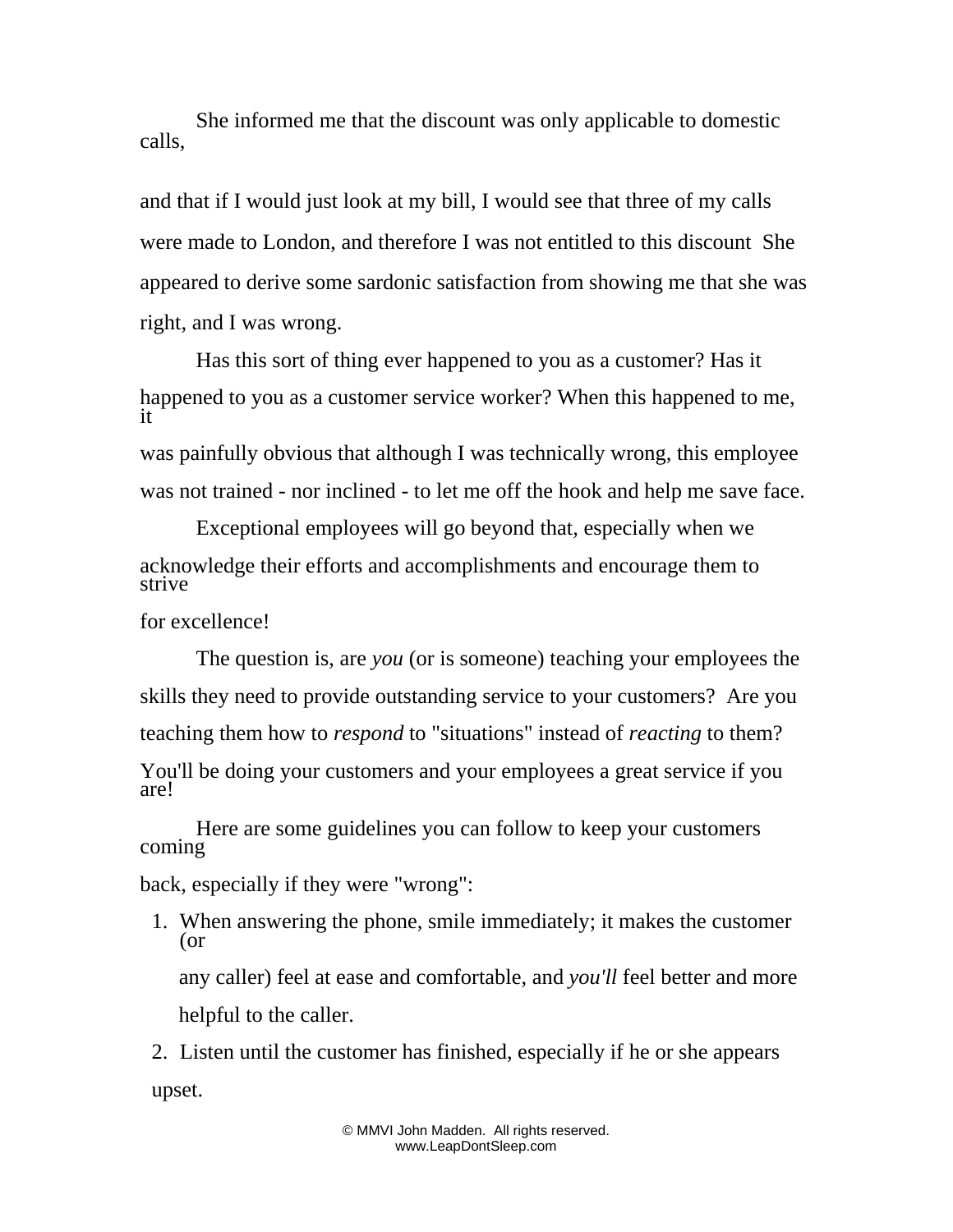She informed me that the discount was only applicable to domestic calls, and that if I would just look at my bill, I would see that three of my calls were made to London, and therefore I was not entitled to this discount She appeared to derive some sardonic satisfaction from showing me that she was right, and I was wrong.

Has this sort of thing ever happened to you as a customer? Has it happened to you as a customer service worker? When this happened to me, it was painfully obvious that although I was technically wrong, this employee was not trained - nor inclined - to let me off the hook and help me save face.

Exceptional employees will go beyond that, especially when we acknowledge their efforts and accomplishments and encourage them to strive for excellence!

The question is, are *you* (or is someone) teaching your employees the skills they need to provide outstanding service to your customers? Are you teaching them how to *respond* to "situations" instead of *reacting* to them? You'll be doing your customers and your employees a great service if you are!

Here are some guidelines you can follow to keep your customers coming back, especially if they were "wrong":

1. When answering the phone, smile immediately; it makes the customer (or any caller) feel at ease and comfortable, and *you'll* feel better and more helpful to the caller.
2. Listen until the customer has finished, especially if he or she appears upset.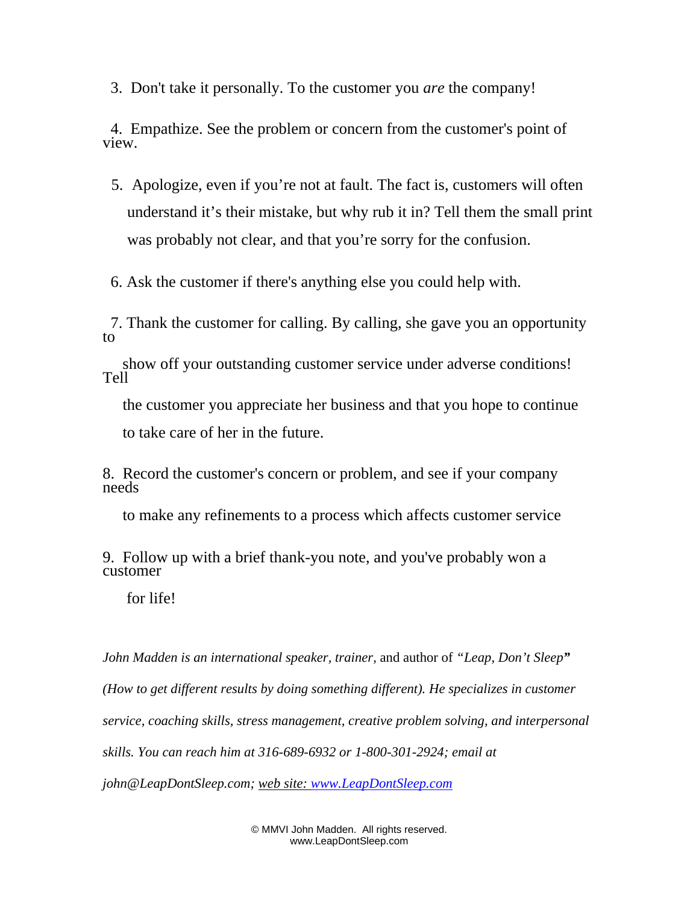3. Don't take it personally. To the customer you *are* the company!

4. Empathize. See the problem or concern from the customer's point of view.

5. Apologize, even if you're not at fault. The fact is, customers will often understand it's their mistake, but why rub it in? Tell them the small print was probably not clear, and that you're sorry for the confusion.

6. Ask the customer if there's anything else you could help with.

7. Thank the customer for calling. By calling, she gave you an opportunity to show off your outstanding customer service under adverse conditions! Tell the customer you appreciate her business and that you hope to continue to take care of her in the future.

8. Record the customer's concern or problem, and see if your company needs to make any refinements to a process which affects customer service

9. Follow up with a brief thank-you note, and you've probably won a customer for life!

*John Madden is an international speaker, trainer,* and author of *"Leap, Don't Sleep"* *(How to get different results by doing something different). He specializes in customer service, coaching skills, stress management, creative problem solving, and interpersonal skills. You can reach him at 316-689-6932 or 1-800-301-2924; email at john@LeapDontSleep.com; web site: www.LeapDontSleep.com*

© MMVI John Madden. All rights reserved.
www.LeapDontSleep.com